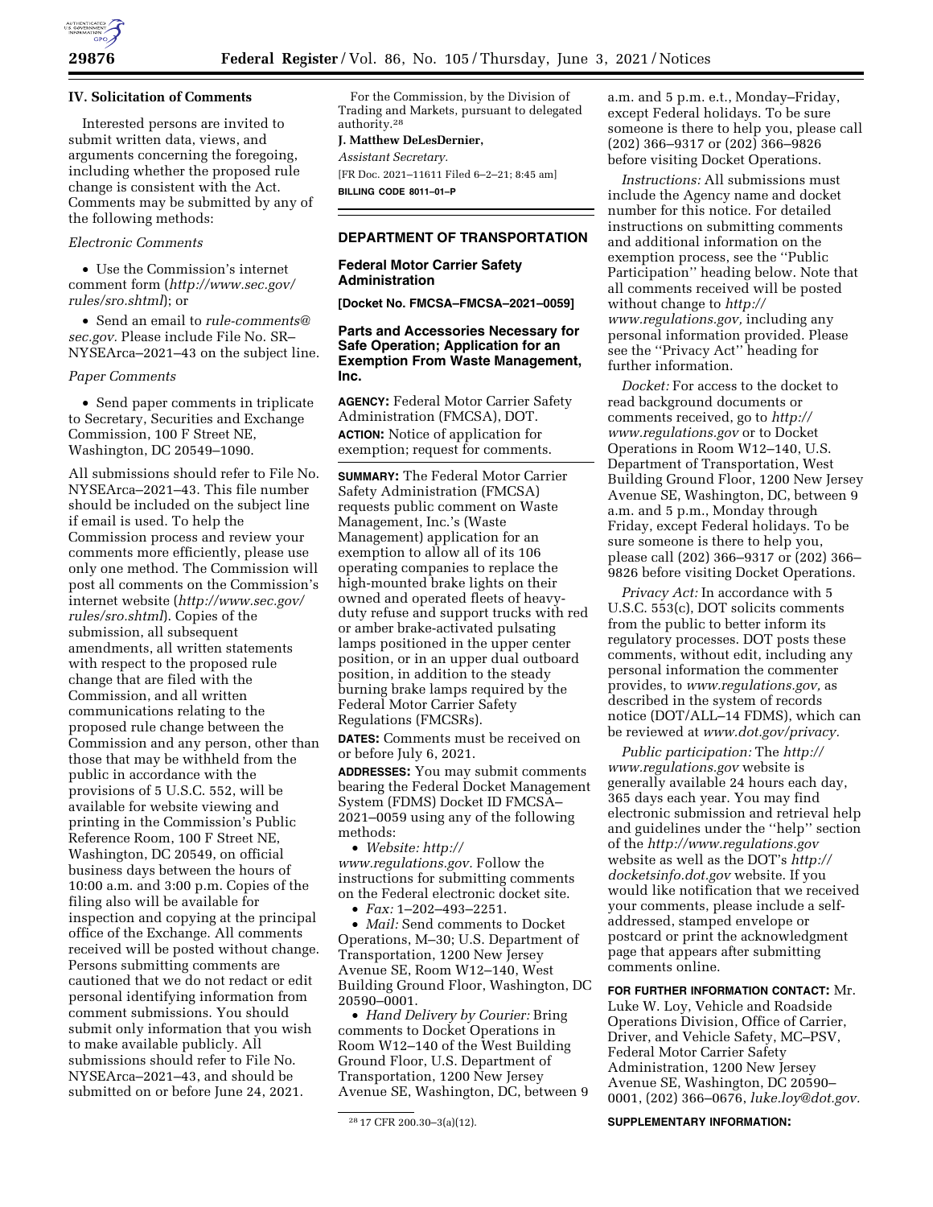## IV. Solicitation of Comments

Interested persons are invited to submit written data, views, and arguments concerning the foregoing, including whether the proposed rule change is consistent with the Act. Comments may be submitted by any of the following methods:

*Electronic Comments*

• Use the Commission's internet comment form (*http://www.sec.gov/rules/sro.shtml*); or

• Send an email to *rule-comments@sec.gov.* Please include File No. SR–NYSEArca–2021–43 on the subject line.

*Paper Comments*

• Send paper comments in triplicate to Secretary, Securities and Exchange Commission, 100 F Street NE, Washington, DC 20549–1090.

All submissions should refer to File No. NYSEArca–2021–43. This file number should be included on the subject line if email is used. To help the Commission process and review your comments more efficiently, please use only one method. The Commission will post all comments on the Commission's internet website (*http://www.sec.gov/rules/sro.shtml*). Copies of the submission, all subsequent amendments, all written statements with respect to the proposed rule change that are filed with the Commission, and all written communications relating to the proposed rule change between the Commission and any person, other than those that may be withheld from the public in accordance with the provisions of 5 U.S.C. 552, will be available for website viewing and printing in the Commission's Public Reference Room, 100 F Street NE, Washington, DC 20549, on official business days between the hours of 10:00 a.m. and 3:00 p.m. Copies of the filing also will be available for inspection and copying at the principal office of the Exchange. All comments received will be posted without change. Persons submitting comments are cautioned that we do not redact or edit personal identifying information from comment submissions. You should submit only information that you wish to make available publicly. All submissions should refer to File No. NYSEArca–2021–43, and should be submitted on or before June 24, 2021.

For the Commission, by the Division of Trading and Markets, pursuant to delegated authority.[28]

**J. Matthew DeLesDernier,**

*Assistant Secretary.*

[FR Doc. 2021–11611 Filed 6–2–21; 8:45 am]

**BILLING CODE 8011–01–P**

[28] 17 CFR 200.30–3(a)(12).

---

## DEPARTMENT OF TRANSPORTATION

### Federal Motor Carrier Safety Administration

**[Docket No. FMCSA–FMCSA–2021–0059]**

### Parts and Accessories Necessary for Safe Operation; Application for an Exemption From Waste Management, Inc.

**AGENCY:** Federal Motor Carrier Safety Administration (FMCSA), DOT.

**ACTION:** Notice of application for exemption; request for comments.

**SUMMARY:** The Federal Motor Carrier Safety Administration (FMCSA) requests public comment on Waste Management, Inc.'s (Waste Management) application for an exemption to allow all of its 106 operating companies to replace the high-mounted brake lights on their owned and operated fleets of heavy-duty refuse and support trucks with red or amber brake-activated pulsating lamps positioned in the upper center position, or in an upper dual outboard position, in addition to the steady burning brake lamps required by the Federal Motor Carrier Safety Regulations (FMCSRs).

**DATES:** Comments must be received on or before July 6, 2021.

**ADDRESSES:** You may submit comments bearing the Federal Docket Management System (FDMS) Docket ID FMCSA–2021–0059 using any of the following methods:

• *Website: http://www.regulations.gov.* Follow the instructions for submitting comments on the Federal electronic docket site.

• *Fax:* 1–202–493–2251.

• *Mail:* Send comments to Docket Operations, M–30; U.S. Department of Transportation, 1200 New Jersey Avenue SE, Room W12–140, West Building Ground Floor, Washington, DC 20590–0001.

• *Hand Delivery by Courier:* Bring comments to Docket Operations in Room W12–140 of the West Building Ground Floor, U.S. Department of Transportation, 1200 New Jersey Avenue SE, Washington, DC, between 9 a.m. and 5 p.m. e.t., Monday–Friday, except Federal holidays. To be sure someone is there to help you, please call (202) 366–9317 or (202) 366–9826 before visiting Docket Operations.

*Instructions:* All submissions must include the Agency name and docket number for this notice. For detailed instructions on submitting comments and additional information on the exemption process, see the "Public Participation" heading below. Note that all comments received will be posted without change to *http://www.regulations.gov,* including any personal information provided. Please see the "Privacy Act" heading for further information.

*Docket:* For access to the docket to read background documents or comments received, go to *http://www.regulations.gov* or to Docket Operations in Room W12–140, U.S. Department of Transportation, West Building Ground Floor, 1200 New Jersey Avenue SE, Washington, DC, between 9 a.m. and 5 p.m., Monday through Friday, except Federal holidays. To be sure someone is there to help you, please call (202) 366–9317 or (202) 366–9826 before visiting Docket Operations.

*Privacy Act:* In accordance with 5 U.S.C. 553(c), DOT solicits comments from the public to better inform its regulatory processes. DOT posts these comments, without edit, including any personal information the commenter provides, to *www.regulations.gov,* as described in the system of records notice (DOT/ALL–14 FDMS), which can be reviewed at *www.dot.gov/privacy.*

*Public participation:* The *http://www.regulations.gov* website is generally available 24 hours each day, 365 days each year. You may find electronic submission and retrieval help and guidelines under the "help" section of the *http://www.regulations.gov* website as well as the DOT's *http://docketsinfo.dot.gov* website. If you would like notification that we received your comments, please include a self-addressed, stamped envelope or postcard or print the acknowledgment page that appears after submitting comments online.

**FOR FURTHER INFORMATION CONTACT:** Mr. Luke W. Loy, Vehicle and Roadside Operations Division, Office of Carrier, Driver, and Vehicle Safety, MC–PSV, Federal Motor Carrier Safety Administration, 1200 New Jersey Avenue SE, Washington, DC 20590–0001, (202) 366–0676, *luke.loy@dot.gov.*

**SUPPLEMENTARY INFORMATION:**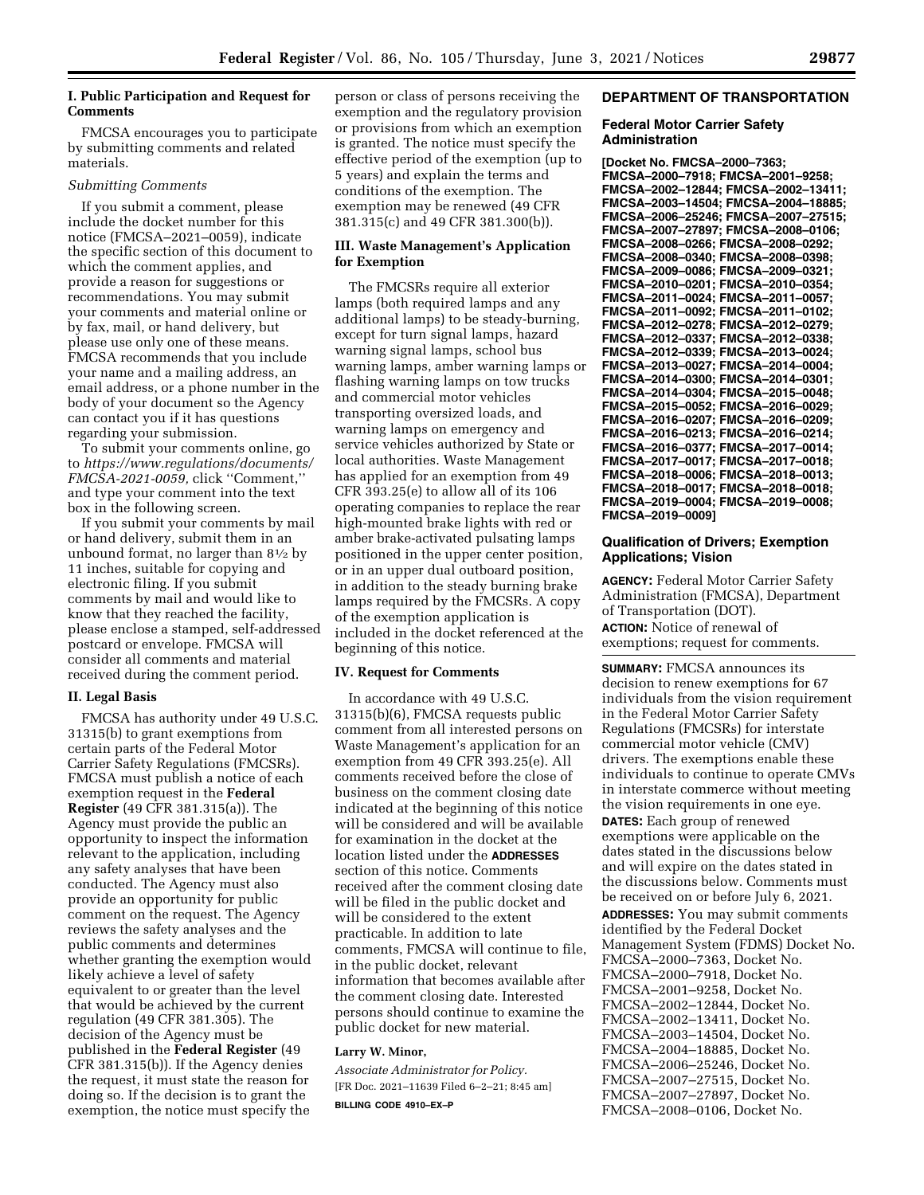## I. Public Participation and Request for Comments

FMCSA encourages you to participate by submitting comments and related materials.

*Submitting Comments*

If you submit a comment, please include the docket number for this notice (FMCSA–2021–0059), indicate the specific section of this document to which the comment applies, and provide a reason for suggestions or recommendations. You may submit your comments and material online or by fax, mail, or hand delivery, but please use only one of these means. FMCSA recommends that you include your name and a mailing address, an email address, or a phone number in the body of your document so the Agency can contact you if it has questions regarding your submission.

To submit your comments online, go to *https://www.regulations/documents/FMCSA-2021-0059,* click ''Comment,'' and type your comment into the text box in the following screen.

If you submit your comments by mail or hand delivery, submit them in an unbound format, no larger than 8½ by 11 inches, suitable for copying and electronic filing. If you submit comments by mail and would like to know that they reached the facility, please enclose a stamped, self-addressed postcard or envelope. FMCSA will consider all comments and material received during the comment period.

## II. Legal Basis

FMCSA has authority under 49 U.S.C. 31315(b) to grant exemptions from certain parts of the Federal Motor Carrier Safety Regulations (FMCSRs). FMCSA must publish a notice of each exemption request in the **Federal Register** (49 CFR 381.315(a)). The Agency must provide the public an opportunity to inspect the information relevant to the application, including any safety analyses that have been conducted. The Agency must also provide an opportunity for public comment on the request. The Agency reviews the safety analyses and the public comments and determines whether granting the exemption would likely achieve a level of safety equivalent to or greater than the level that would be achieved by the current regulation (49 CFR 381.305). The decision of the Agency must be published in the **Federal Register** (49 CFR 381.315(b)). If the Agency denies the request, it must state the reason for doing so. If the decision is to grant the exemption, the notice must specify the person or class of persons receiving the exemption and the regulatory provision or provisions from which an exemption is granted. The notice must specify the effective period of the exemption (up to 5 years) and explain the terms and conditions of the exemption. The exemption may be renewed (49 CFR 381.315(c) and 49 CFR 381.300(b)).

## III. Waste Management's Application for Exemption

The FMCSRs require all exterior lamps (both required lamps and any additional lamps) to be steady-burning, except for turn signal lamps, hazard warning signal lamps, school bus warning lamps, amber warning lamps or flashing warning lamps on tow trucks and commercial motor vehicles transporting oversized loads, and warning lamps on emergency and service vehicles authorized by State or local authorities. Waste Management has applied for an exemption from 49 CFR 393.25(e) to allow all of its 106 operating companies to replace the rear high-mounted brake lights with red or amber brake-activated pulsating lamps positioned in the upper center position, or in an upper dual outboard position, in addition to the steady burning brake lamps required by the FMCSRs. A copy of the exemption application is included in the docket referenced at the beginning of this notice.

## IV. Request for Comments

In accordance with 49 U.S.C. 31315(b)(6), FMCSA requests public comment from all interested persons on Waste Management's application for an exemption from 49 CFR 393.25(e). All comments received before the close of business on the comment closing date indicated at the beginning of this notice will be considered and will be available for examination in the docket at the location listed under the **ADDRESSES** section of this notice. Comments received after the comment closing date will be filed in the public docket and will be considered to the extent practicable. In addition to late comments, FMCSA will continue to file, in the public docket, relevant information that becomes available after the comment closing date. Interested persons should continue to examine the public docket for new material.

**Larry W. Minor,**

*Associate Administrator for Policy.*

[FR Doc. 2021–11639 Filed 6–2–21; 8:45 am]

**BILLING CODE 4910–EX–P**

# DEPARTMENT OF TRANSPORTATION

## Federal Motor Carrier Safety Administration

**[Docket No. FMCSA–2000–7363; FMCSA–2000–7918; FMCSA–2001–9258; FMCSA–2002–12844; FMCSA–2002–13411; FMCSA–2003–14504; FMCSA–2004–18885; FMCSA–2006–25246; FMCSA–2007–27515; FMCSA–2007–27897; FMCSA–2008–0106; FMCSA–2008–0266; FMCSA–2008–0292; FMCSA–2008–0340; FMCSA–2008–0398; FMCSA–2009–0086; FMCSA–2009–0321; FMCSA–2010–0201; FMCSA–2010–0354; FMCSA–2011–0024; FMCSA–2011–0057; FMCSA–2011–0092; FMCSA–2011–0102; FMCSA–2012–0278; FMCSA–2012–0279; FMCSA–2012–0337; FMCSA–2012–0338; FMCSA–2012–0339; FMCSA–2013–0024; FMCSA–2013–0027; FMCSA–2014–0004; FMCSA–2014–0300; FMCSA–2014–0301; FMCSA–2014–0304; FMCSA–2015–0048; FMCSA–2015–0052; FMCSA–2016–0029; FMCSA–2016–0207; FMCSA–2016–0209; FMCSA–2016–0213; FMCSA–2016–0214; FMCSA–2016–0377; FMCSA–2017–0014; FMCSA–2017–0017; FMCSA–2017–0018; FMCSA–2018–0006; FMCSA–2018–0013; FMCSA–2018–0017; FMCSA–2018–0018; FMCSA–2019–0004; FMCSA–2019–0008; FMCSA–2019–0009]**

## Qualification of Drivers; Exemption Applications; Vision

**AGENCY:** Federal Motor Carrier Safety Administration (FMCSA), Department of Transportation (DOT).

**ACTION:** Notice of renewal of exemptions; request for comments.

**SUMMARY:** FMCSA announces its decision to renew exemptions for 67 individuals from the vision requirement in the Federal Motor Carrier Safety Regulations (FMCSRs) for interstate commercial motor vehicle (CMV) drivers. The exemptions enable these individuals to continue to operate CMVs in interstate commerce without meeting the vision requirements in one eye.

**DATES:** Each group of renewed exemptions were applicable on the dates stated in the discussions below and will expire on the dates stated in the discussions below. Comments must be received on or before July 6, 2021.

**ADDRESSES:** You may submit comments identified by the Federal Docket Management System (FDMS) Docket No. FMCSA–2000–7363, Docket No. FMCSA–2000–7918, Docket No. FMCSA–2001–9258, Docket No. FMCSA–2002–12844, Docket No. FMCSA–2002–13411, Docket No. FMCSA–2003–14504, Docket No. FMCSA–2004–18885, Docket No. FMCSA–2006–25246, Docket No. FMCSA–2007–27515, Docket No. FMCSA–2007–27897, Docket No. FMCSA–2008–0106, Docket No.